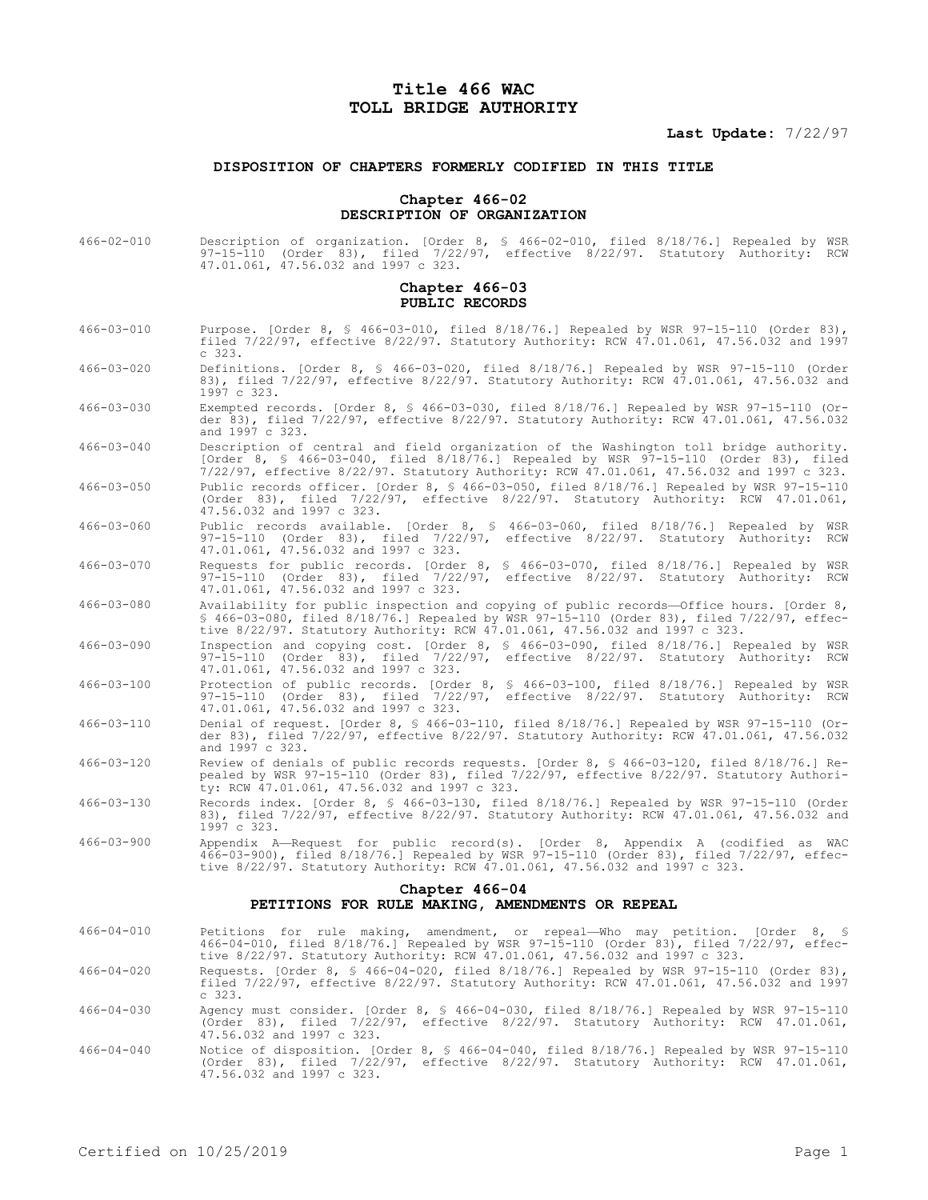# Title 466 WAC
# TOLL BRIDGE AUTHORITY

**Last Update:** 7/22/97

### DISPOSITION OF CHAPTERS FORMERLY CODIFIED IN THIS TITLE

## Chapter 466-02
## DESCRIPTION OF ORGANIZATION

466-02-010 Description of organization. [Order 8, § 466-02-010, filed 8/18/76.] Repealed by WSR 97-15-110 (Order 83), filed 7/22/97, effective 8/22/97. Statutory Authority: RCW 47.01.061, 47.56.032 and 1997 c 323.

## Chapter 466-03
## PUBLIC RECORDS

466-03-010 Purpose. [Order 8, § 466-03-010, filed 8/18/76.] Repealed by WSR 97-15-110 (Order 83), filed 7/22/97, effective 8/22/97. Statutory Authority: RCW 47.01.061, 47.56.032 and 1997 c 323.

466-03-020 Definitions. [Order 8, § 466-03-020, filed 8/18/76.] Repealed by WSR 97-15-110 (Order 83), filed 7/22/97, effective 8/22/97. Statutory Authority: RCW 47.01.061, 47.56.032 and 1997 c 323.

466-03-030 Exempted records. [Order 8, § 466-03-030, filed 8/18/76.] Repealed by WSR 97-15-110 (Order 83), filed 7/22/97, effective 8/22/97. Statutory Authority: RCW 47.01.061, 47.56.032 and 1997 c 323.

466-03-040 Description of central and field organization of the Washington toll bridge authority. [Order 8, § 466-03-040, filed 8/18/76.] Repealed by WSR 97-15-110 (Order 83), filed 7/22/97, effective 8/22/97. Statutory Authority: RCW 47.01.061, 47.56.032 and 1997 c 323.

466-03-050 Public records officer. [Order 8, § 466-03-050, filed 8/18/76.] Repealed by WSR 97-15-110 (Order 83), filed 7/22/97, effective 8/22/97. Statutory Authority: RCW 47.01.061, 47.56.032 and 1997 c 323.

466-03-060 Public records available. [Order 8, § 466-03-060, filed 8/18/76.] Repealed by WSR 97-15-110 (Order 83), filed 7/22/97, effective 8/22/97. Statutory Authority: RCW 47.01.061, 47.56.032 and 1997 c 323.

466-03-070 Requests for public records. [Order 8, § 466-03-070, filed 8/18/76.] Repealed by WSR 97-15-110 (Order 83), filed 7/22/97, effective 8/22/97. Statutory Authority: RCW 47.01.061, 47.56.032 and 1997 c 323.

466-03-080 Availability for public inspection and copying of public records—Office hours. [Order 8, § 466-03-080, filed 8/18/76.] Repealed by WSR 97-15-110 (Order 83), filed 7/22/97, effective 8/22/97. Statutory Authority: RCW 47.01.061, 47.56.032 and 1997 c 323.

466-03-090 Inspection and copying cost. [Order 8, § 466-03-090, filed 8/18/76.] Repealed by WSR 97-15-110 (Order 83), filed 7/22/97, effective 8/22/97. Statutory Authority: RCW 47.01.061, 47.56.032 and 1997 c 323.

466-03-100 Protection of public records. [Order 8, § 466-03-100, filed 8/18/76.] Repealed by WSR 97-15-110 (Order 83), filed 7/22/97, effective 8/22/97. Statutory Authority: RCW 47.01.061, 47.56.032 and 1997 c 323.

466-03-110 Denial of request. [Order 8, § 466-03-110, filed 8/18/76.] Repealed by WSR 97-15-110 (Order 83), filed 7/22/97, effective 8/22/97. Statutory Authority: RCW 47.01.061, 47.56.032 and 1997 c 323.

466-03-120 Review of denials of public records requests. [Order 8, § 466-03-120, filed 8/18/76.] Repealed by WSR 97-15-110 (Order 83), filed 7/22/97, effective 8/22/97. Statutory Authority: RCW 47.01.061, 47.56.032 and 1997 c 323.

466-03-130 Records index. [Order 8, § 466-03-130, filed 8/18/76.] Repealed by WSR 97-15-110 (Order 83), filed 7/22/97, effective 8/22/97. Statutory Authority: RCW 47.01.061, 47.56.032 and 1997 c 323.

466-03-900 Appendix A—Request for public record(s). [Order 8, Appendix A (codified as WAC 466-03-900), filed 8/18/76.] Repealed by WSR 97-15-110 (Order 83), filed 7/22/97, effective 8/22/97. Statutory Authority: RCW 47.01.061, 47.56.032 and 1997 c 323.

## Chapter 466-04
## PETITIONS FOR RULE MAKING, AMENDMENTS OR REPEAL

466-04-010 Petitions for rule making, amendment, or repeal—Who may petition. [Order 8, § 466-04-010, filed 8/18/76.] Repealed by WSR 97-15-110 (Order 83), filed 7/22/97, effective 8/22/97. Statutory Authority: RCW 47.01.061, 47.56.032 and 1997 c 323.

466-04-020 Requests. [Order 8, § 466-04-020, filed 8/18/76.] Repealed by WSR 97-15-110 (Order 83), filed 7/22/97, effective 8/22/97. Statutory Authority: RCW 47.01.061, 47.56.032 and 1997 c 323.

466-04-030 Agency must consider. [Order 8, § 466-04-030, filed 8/18/76.] Repealed by WSR 97-15-110 (Order 83), filed 7/22/97, effective 8/22/97. Statutory Authority: RCW 47.01.061, 47.56.032 and 1997 c 323.

466-04-040 Notice of disposition. [Order 8, § 466-04-040, filed 8/18/76.] Repealed by WSR 97-15-110 (Order 83), filed 7/22/97, effective 8/22/97. Statutory Authority: RCW 47.01.061, 47.56.032 and 1997 c 323.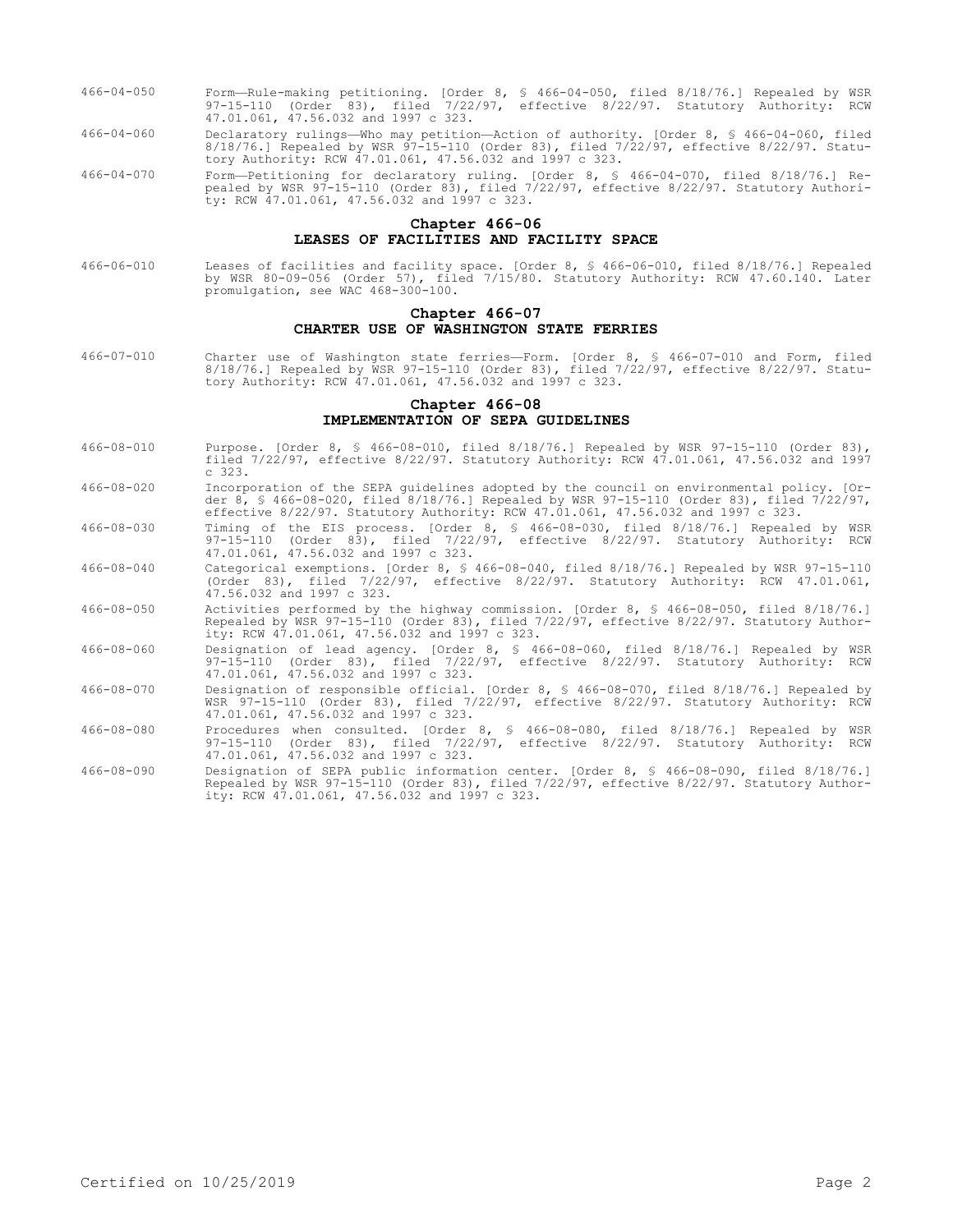466-04-050 Form—Rule-making petitioning. [Order 8, § 466-04-050, filed 8/18/76.] Repealed by WSR 97-15-110 (Order 83), filed 7/22/97, effective 8/22/97. Statutory Authority: RCW 47.01.061, 47.56.032 and 1997 c 323.

466-04-060 Declaratory rulings—Who may petition—Action of authority. [Order 8, § 466-04-060, filed 8/18/76.] Repealed by WSR 97-15-110 (Order 83), filed 7/22/97, effective 8/22/97. Statutory Authority: RCW 47.01.061, 47.56.032 and 1997 c 323.

466-04-070 Form—Petitioning for declaratory ruling. [Order 8, § 466-04-070, filed 8/18/76.] Repealed by WSR 97-15-110 (Order 83), filed 7/22/97, effective 8/22/97. Statutory Authority: RCW 47.01.061, 47.56.032 and 1997 c 323.

## Chapter 466-06
## LEASES OF FACILITIES AND FACILITY SPACE

466-06-010 Leases of facilities and facility space. [Order 8, § 466-06-010, filed 8/18/76.] Repealed by WSR 80-09-056 (Order 57), filed 7/15/80. Statutory Authority: RCW 47.60.140. Later promulgation, see WAC 468-300-100.

## Chapter 466-07
## CHARTER USE OF WASHINGTON STATE FERRIES

466-07-010 Charter use of Washington state ferries—Form. [Order 8, § 466-07-010 and Form, filed 8/18/76.] Repealed by WSR 97-15-110 (Order 83), filed 7/22/97, effective 8/22/97. Statutory Authority: RCW 47.01.061, 47.56.032 and 1997 c 323.

## Chapter 466-08
## IMPLEMENTATION OF SEPA GUIDELINES

466-08-010 Purpose. [Order 8, § 466-08-010, filed 8/18/76.] Repealed by WSR 97-15-110 (Order 83), filed 7/22/97, effective 8/22/97. Statutory Authority: RCW 47.01.061, 47.56.032 and 1997 c 323.

466-08-020 Incorporation of the SEPA guidelines adopted by the council on environmental policy. [Order 8, § 466-08-020, filed 8/18/76.] Repealed by WSR 97-15-110 (Order 83), filed 7/22/97, effective 8/22/97. Statutory Authority: RCW 47.01.061, 47.56.032 and 1997 c 323.

466-08-030 Timing of the EIS process. [Order 8, § 466-08-030, filed 8/18/76.] Repealed by WSR 97-15-110 (Order 83), filed 7/22/97, effective 8/22/97. Statutory Authority: RCW 47.01.061, 47.56.032 and 1997 c 323.

466-08-040 Categorical exemptions. [Order 8, § 466-08-040, filed 8/18/76.] Repealed by WSR 97-15-110 (Order 83), filed 7/22/97, effective 8/22/97. Statutory Authority: RCW 47.01.061, 47.56.032 and 1997 c 323.

466-08-050 Activities performed by the highway commission. [Order 8, § 466-08-050, filed 8/18/76.] Repealed by WSR 97-15-110 (Order 83), filed 7/22/97, effective 8/22/97. Statutory Authority: RCW 47.01.061, 47.56.032 and 1997 c 323.

466-08-060 Designation of lead agency. [Order 8, § 466-08-060, filed 8/18/76.] Repealed by WSR 97-15-110 (Order 83), filed 7/22/97, effective 8/22/97. Statutory Authority: RCW 47.01.061, 47.56.032 and 1997 c 323.

466-08-070 Designation of responsible official. [Order 8, § 466-08-070, filed 8/18/76.] Repealed by WSR 97-15-110 (Order 83), filed 7/22/97, effective 8/22/97. Statutory Authority: RCW 47.01.061, 47.56.032 and 1997 c 323.

466-08-080 Procedures when consulted. [Order 8, § 466-08-080, filed 8/18/76.] Repealed by WSR 97-15-110 (Order 83), filed 7/22/97, effective 8/22/97. Statutory Authority: RCW 47.01.061, 47.56.032 and 1997 c 323.

466-08-090 Designation of SEPA public information center. [Order 8, § 466-08-090, filed 8/18/76.] Repealed by WSR 97-15-110 (Order 83), filed 7/22/97, effective 8/22/97. Statutory Authority: RCW 47.01.061, 47.56.032 and 1997 c 323.